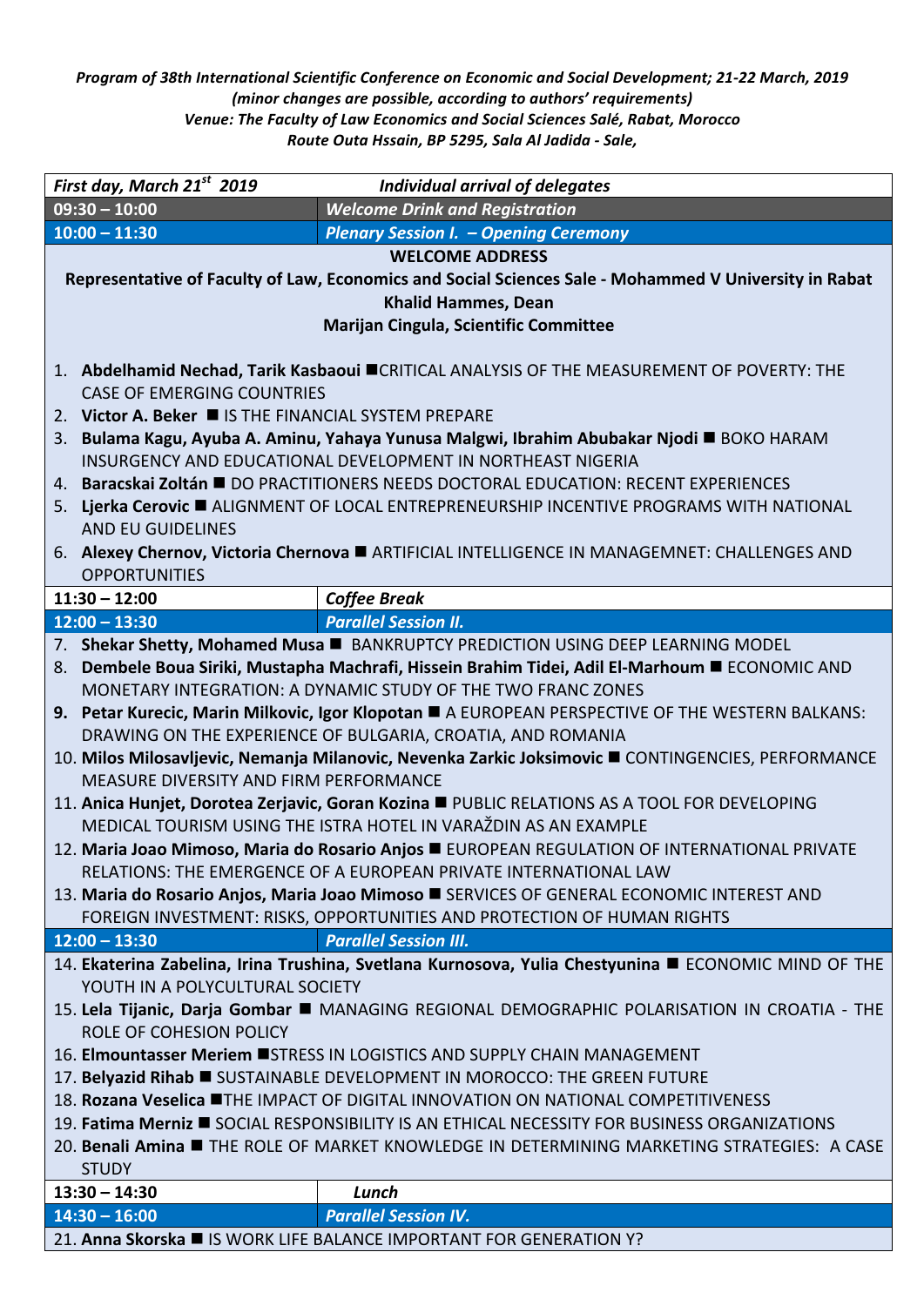*Program of 38th International Scientific Conference on Economic and Social Development; 21-22 March, 2019*
*(minor changes are possible, according to authors' requirements)*
*Venue: The Faculty of Law Economics and Social Sciences Salé, Rabat, Morocco*
*Route Outa Hssain, BP 5295, Sala Al Jadida - Sale,*

| *First day, March 21st 2019* | *Individual arrival of delegates* |
|---|---|
| **09:30 – 10:00** | ***Welcome Drink and Registration*** |
| **10:00 – 11:30** | ***Plenary Session I. – Opening Ceremony*** |

**WELCOME ADDRESS**

**Representative of Faculty of Law, Economics and Social Sciences Sale - Mohammed V University in Rabat**

**Khalid Hammes, Dean**

**Marijan Cingula, Scientific Committee**

1. **Abdelhamid Nechad, Tarik Kasbaoui** ■CRITICAL ANALYSIS OF THE MEASUREMENT OF POVERTY: THE CASE OF EMERGING COUNTRIES
2. **Victor A. Beker** ■ IS THE FINANCIAL SYSTEM PREPARE
3. **Bulama Kagu, Ayuba A. Aminu, Yahaya Yunusa Malgwi, Ibrahim Abubakar Njodi** ■ BOKO HARAM INSURGENCY AND EDUCATIONAL DEVELOPMENT IN NORTHEAST NIGERIA
4. **Baracskai Zoltán** ■ DO PRACTITIONERS NEEDS DOCTORAL EDUCATION: RECENT EXPERIENCES
5. **Ljerka Cerovic** ■ ALIGNMENT OF LOCAL ENTREPRENEURSHIP INCENTIVE PROGRAMS WITH NATIONAL AND EU GUIDELINES
6. **Alexey Chernov, Victoria Chernova** ■ ARTIFICIAL INTELLIGENCE IN MANAGEMNET: CHALLENGES AND OPPORTUNITIES

| **11:30 – 12:00** | ***Coffee Break*** |
|---|---|
| **12:00 – 13:30** | ***Parallel Session II.*** |

7. **Shekar Shetty, Mohamed Musa** ■ BANKRUPTCY PREDICTION USING DEEP LEARNING MODEL
8. **Dembele Boua Siriki, Mustapha Machrafi, Hissein Brahim Tidei, Adil El-Marhoum** ■ ECONOMIC AND MONETARY INTEGRATION: A DYNAMIC STUDY OF THE TWO FRANC ZONES
9. **Petar Kurecic, Marin Milkovic, Igor Klopotan** ■ A EUROPEAN PERSPECTIVE OF THE WESTERN BALKANS: DRAWING ON THE EXPERIENCE OF BULGARIA, CROATIA, AND ROMANIA
10. **Milos Milosavljevic, Nemanja Milanovic, Nevenka Zarkic Joksimovic** ■ CONTINGENCIES, PERFORMANCE MEASURE DIVERSITY AND FIRM PERFORMANCE
11. **Anica Hunjet, Dorotea Zerjavic, Goran Kozina** ■ PUBLIC RELATIONS AS A TOOL FOR DEVELOPING MEDICAL TOURISM USING THE ISTRA HOTEL IN VARAŽDIN AS AN EXAMPLE
12. **Maria Joao Mimoso, Maria do Rosario Anjos** ■ EUROPEAN REGULATION OF INTERNATIONAL PRIVATE RELATIONS: THE EMERGENCE OF A EUROPEAN PRIVATE INTERNATIONAL LAW
13. **Maria do Rosario Anjos, Maria Joao Mimoso** ■ SERVICES OF GENERAL ECONOMIC INTEREST AND FOREIGN INVESTMENT: RISKS, OPPORTUNITIES AND PROTECTION OF HUMAN RIGHTS

| **12:00 – 13:30** | ***Parallel Session III.*** |
|---|---|

14. **Ekaterina Zabelina, Irina Trushina, Svetlana Kurnosova, Yulia Chestyunina** ■ ECONOMIC MIND OF THE YOUTH IN A POLYCULTURAL SOCIETY
15. **Lela Tijanic, Darja Gombar** ■ MANAGING REGIONAL DEMOGRAPHIC POLARISATION IN CROATIA - THE ROLE OF COHESION POLICY
16. **Elmountasser Meriem** ■STRESS IN LOGISTICS AND SUPPLY CHAIN MANAGEMENT
17. **Belyazid Rihab** ■ SUSTAINABLE DEVELOPMENT IN MOROCCO: THE GREEN FUTURE
18. **Rozana Veselica** ■THE IMPACT OF DIGITAL INNOVATION ON NATIONAL COMPETITIVENESS
19. **Fatima Merniz** ■ SOCIAL RESPONSIBILITY IS AN ETHICAL NECESSITY FOR BUSINESS ORGANIZATIONS
20. **Benali Amina** ■ THE ROLE OF MARKET KNOWLEDGE IN DETERMINING MARKETING STRATEGIES: A CASE STUDY

| **13:30 – 14:30** | ***Lunch*** |
|---|---|
| **14:30 – 16:00** | ***Parallel Session IV.*** |

21. **Anna Skorska** ■ IS WORK LIFE BALANCE IMPORTANT FOR GENERATION Y?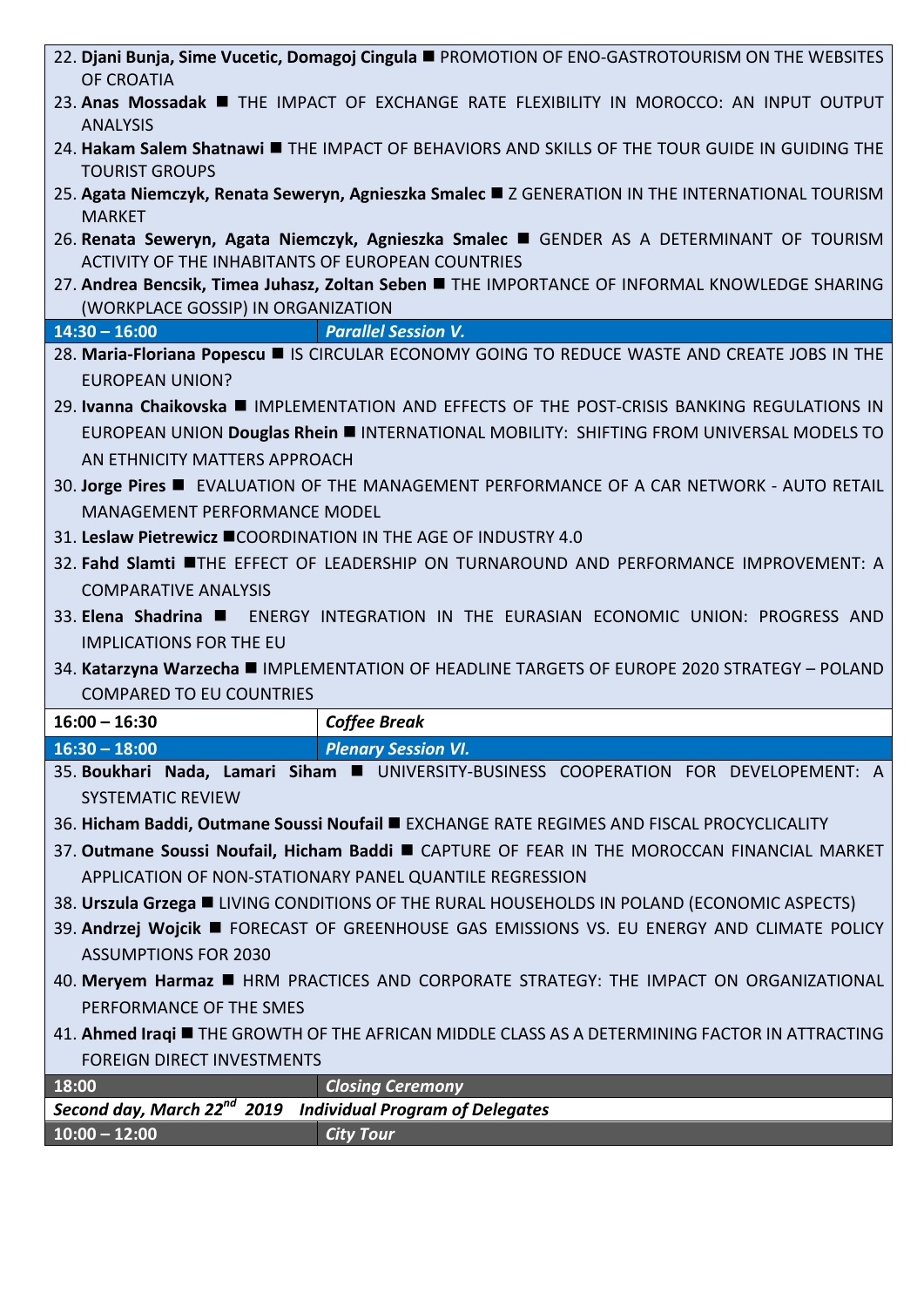22. **Djani Bunja, Sime Vucetic, Domagoj Cingula** ■ PROMOTION OF ENO-GASTROTOURISM ON THE WEBSITES OF CROATIA
23. **Anas Mossadak** ■ THE IMPACT OF EXCHANGE RATE FLEXIBILITY IN MOROCCO: AN INPUT OUTPUT ANALYSIS
24. **Hakam Salem Shatnawi** ■ THE IMPACT OF BEHAVIORS AND SKILLS OF THE TOUR GUIDE IN GUIDING THE TOURIST GROUPS
25. **Agata Niemczyk, Renata Seweryn, Agnieszka Smalec** ■ Z GENERATION IN THE INTERNATIONAL TOURISM MARKET
26. **Renata Seweryn, Agata Niemczyk, Agnieszka Smalec** ■ GENDER AS A DETERMINANT OF TOURISM ACTIVITY OF THE INHABITANTS OF EUROPEAN COUNTRIES
27. **Andrea Bencsik, Timea Juhasz, Zoltan Seben** ■ THE IMPORTANCE OF INFORMAL KNOWLEDGE SHARING (WORKPLACE GOSSIP) IN ORGANIZATION

| **14:30 – 16:00** | ***Parallel Session V.*** |
|---|---|

28. **Maria-Floriana Popescu** ■ IS CIRCULAR ECONOMY GOING TO REDUCE WASTE AND CREATE JOBS IN THE EUROPEAN UNION?
29. **Ivanna Chaikovska** ■ IMPLEMENTATION AND EFFECTS OF THE POST-CRISIS BANKING REGULATIONS IN EUROPEAN UNION **Douglas Rhein** ■ INTERNATIONAL MOBILITY: SHIFTING FROM UNIVERSAL MODELS TO AN ETHNICITY MATTERS APPROACH
30. **Jorge Pires** ■ EVALUATION OF THE MANAGEMENT PERFORMANCE OF A CAR NETWORK - AUTO RETAIL MANAGEMENT PERFORMANCE MODEL
31. **Leslaw Pietrewicz** ■COORDINATION IN THE AGE OF INDUSTRY 4.0
32. **Fahd Slamti** ■THE EFFECT OF LEADERSHIP ON TURNAROUND AND PERFORMANCE IMPROVEMENT: A COMPARATIVE ANALYSIS
33. **Elena Shadrina** ■ ENERGY INTEGRATION IN THE EURASIAN ECONOMIC UNION: PROGRESS AND IMPLICATIONS FOR THE EU
34. **Katarzyna Warzecha** ■ IMPLEMENTATION OF HEADLINE TARGETS OF EUROPE 2020 STRATEGY – POLAND COMPARED TO EU COUNTRIES

| **16:00 – 16:30** | ***Coffee Break*** |
|---|---|
| **16:30 – 18:00** | ***Plenary Session VI.*** |

35. **Boukhari Nada, Lamari Siham** ■ UNIVERSITY-BUSINESS COOPERATION FOR DEVELOPEMENT: A SYSTEMATIC REVIEW
36. **Hicham Baddi, Outmane Soussi Noufail** ■ EXCHANGE RATE REGIMES AND FISCAL PROCYCLICALITY
37. **Outmane Soussi Noufail, Hicham Baddi** ■ CAPTURE OF FEAR IN THE MOROCCAN FINANCIAL MARKET APPLICATION OF NON-STATIONARY PANEL QUANTILE REGRESSION
38. **Urszula Grzega** ■ LIVING CONDITIONS OF THE RURAL HOUSEHOLDS IN POLAND (ECONOMIC ASPECTS)
39. **Andrzej Wojcik** ■ FORECAST OF GREENHOUSE GAS EMISSIONS VS. EU ENERGY AND CLIMATE POLICY ASSUMPTIONS FOR 2030
40. **Meryem Harmaz** ■ HRM PRACTICES AND CORPORATE STRATEGY: THE IMPACT ON ORGANIZATIONAL PERFORMANCE OF THE SMES
41. **Ahmed Iraqi** ■ THE GROWTH OF THE AFRICAN MIDDLE CLASS AS A DETERMINING FACTOR IN ATTRACTING FOREIGN DIRECT INVESTMENTS

| **18:00** | ***Closing Ceremony*** |
|---|---|
| ***Second day, March 22nd 2019*** | ***Individual Program of Delegates*** |
| **10:00 – 12:00** | ***City Tour*** |